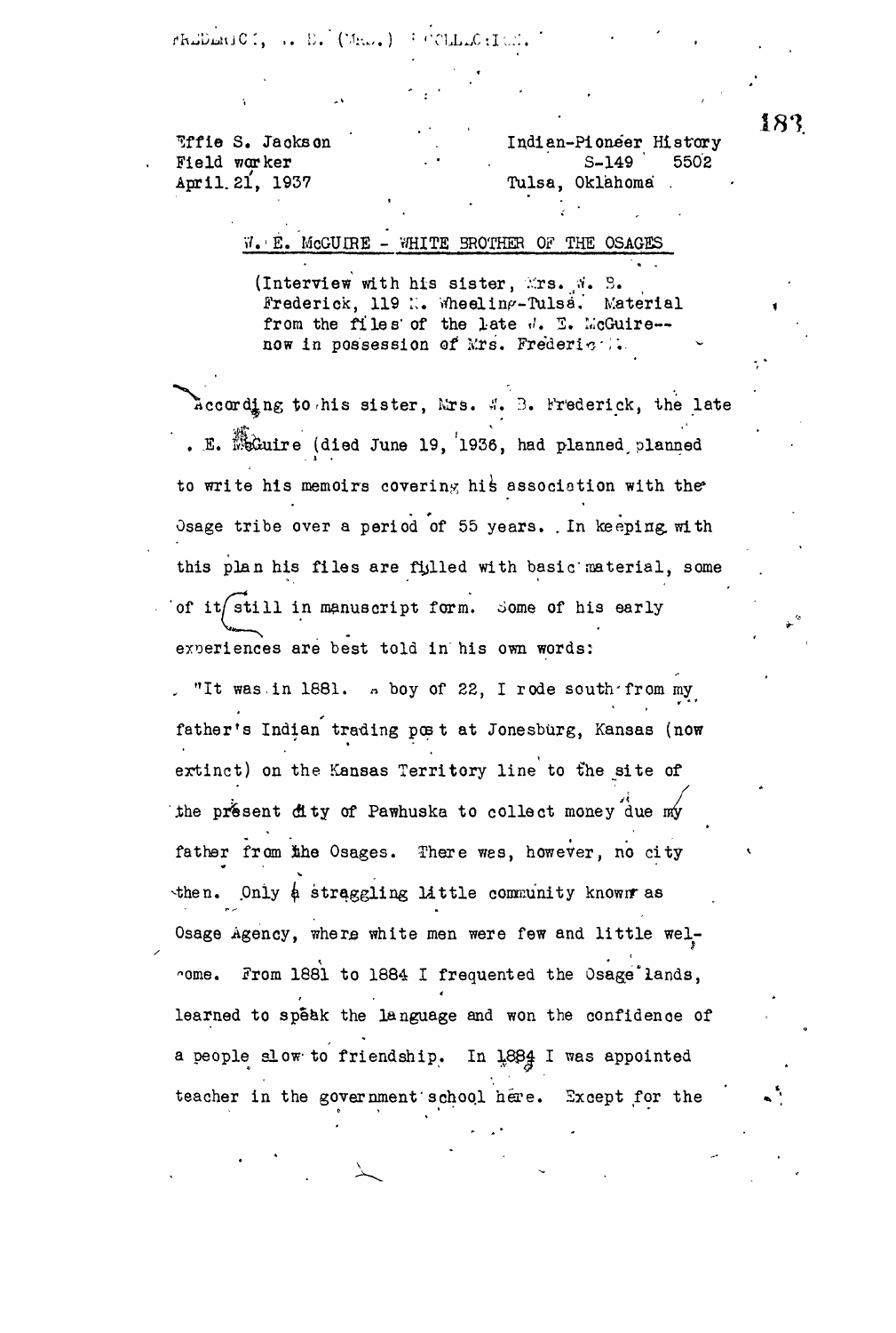FREDERICK, W. B. (MRS.) COLLECTION.

Effie S. Jackson
Field worker
April 21, 1937

Indian-Pioneer History
S-149 5502
Tulsa, Oklahoma

W. E. McGUIRE - WHITE BROTHER OF THE OSAGES

(Interview with his sister, Mrs. W. B. Frederick, 119 N. Wheeling-Tulsa. Material from the files of the late W. E. McGuire--now in possession of Mrs. Frederick.

According to his sister, Mrs. W. B. Frederick, the late W. E. McGuire (died June 19, 1936, had planned planned to write his memoirs covering his association with the Osage tribe over a period of 55 years. In keeping with this plan his files are filled with basic material, some of it still in manuscript form. Some of his early experiences are best told in his own words:

"It was in 1881. A boy of 22, I rode south from my father's Indian trading post at Jonesburg, Kansas (now extinct) on the Kansas Territory line to the site of the present city of Pawhuska to collect money due my father from the Osages. There was, however, no city then. Only a straggling little community known as Osage Agency, where white men were few and little welcome. From 1881 to 1884 I frequented the Osage lands, learned to speak the language and won the confidence of a people slow to friendship. In 1884 I was appointed teacher in the government school here. Except for the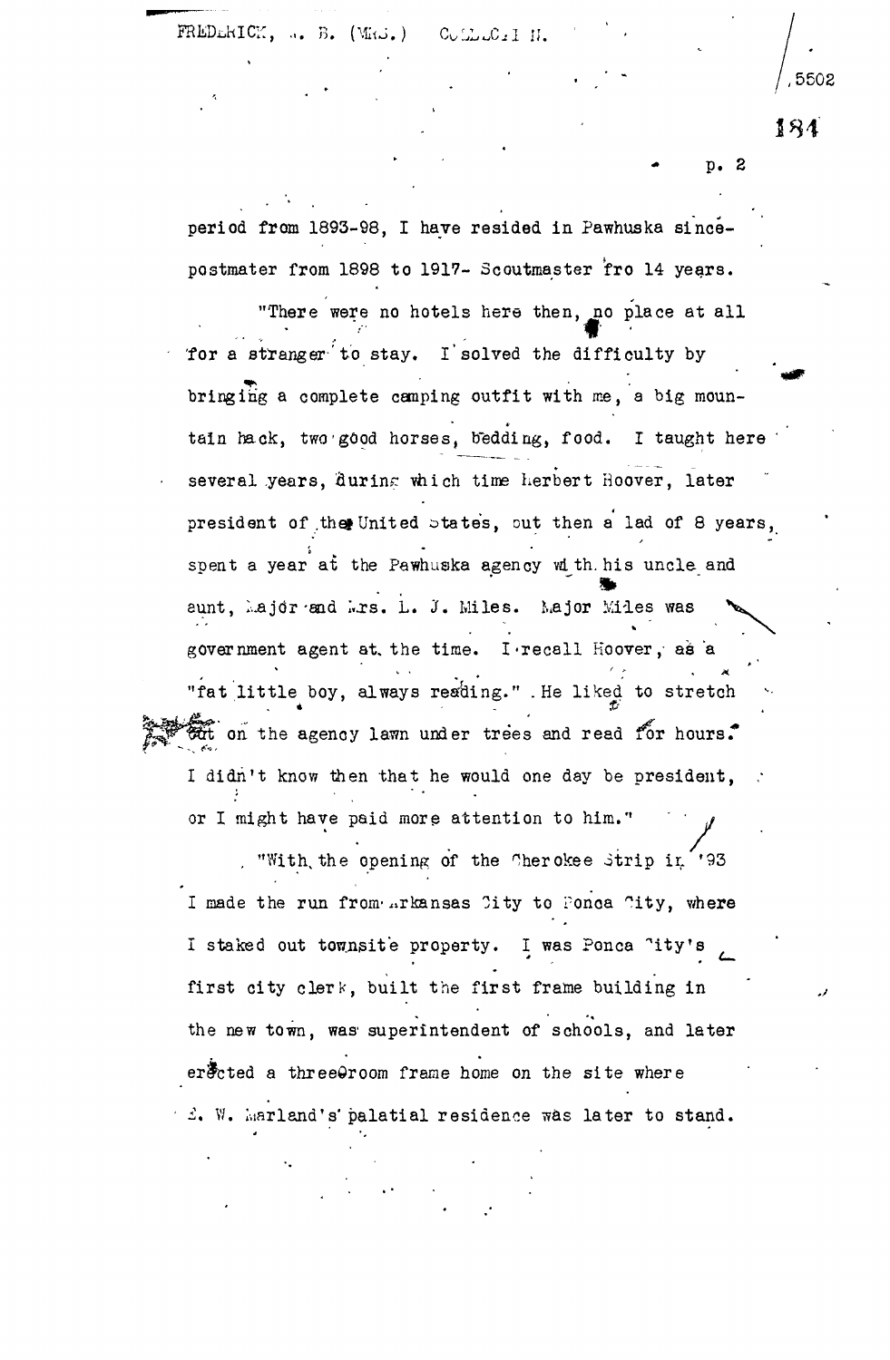period from 1893-98, I have resided in Pawhuska since-postmater from 1898 to 1917- Scoutmaster fro 14 years.

"There were no hotels here then, no place at all for a stranger to stay. I solved the difficulty by bringing a complete camping outfit with me, a big mountain hack, two good horses, bedding, food. I taught here several years, during which time Herbert Hoover, later president of the United States, but then a lad of 8 years, spent a year at the Pawhuska agency with his uncle and aunt, Major and Mrs. L. J. Miles. Major Miles was government agent at the time. I recall Hoover, as a "fat little boy, always reading." He liked to stretch out on the agency lawn under trees and read for hours." I didn't know then that he would one day be president, or I might have paid more attention to him."

"With the opening of the Cherokee Strip in '93 I made the run from Arkansas City to Ponca City, where I staked out townsite property. I was Ponca City's first city clerk, built the first frame building in the new town, was superintendent of schools, and later erected a three-room frame home on the site where E. W. Marland's palatial residence was later to stand.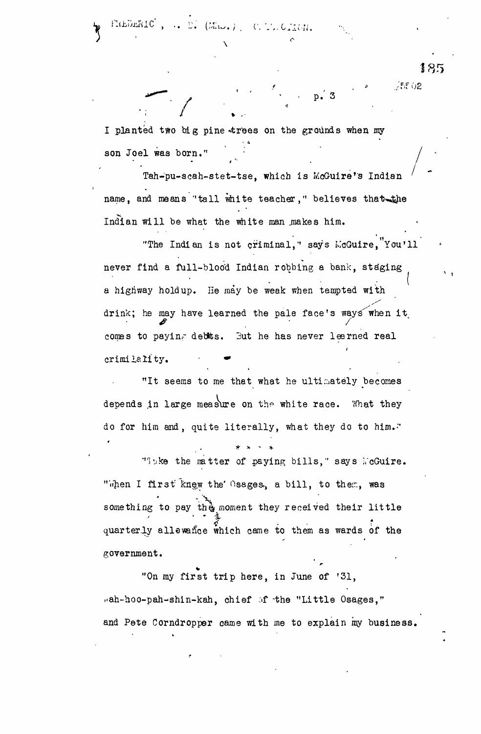I planted two big pine trees on the grounds when my son Joel was born."

Tah-pu-scah-stet-tse, which is McGuire's Indian name, and means "tall white teacher," believes that the Indian will be what the white man makes him.

"The Indian is not criminal," says McGuire, "You'll never find a full-blood Indian robbing a bank, staging a highway holdup. He may be weak when tempted with drink; he may have learned the pale face's ways when it comes to paying debts. But he has never learned real crimilality.

"It seems to me that what he ultimately becomes depends in large measure on the white race. What they do for him and, quite literally, what they do to him."

\* \* \* \*

"Take the matter of paying bills," says McGuire. "When I first knew the Osages, a bill, to them, was something to pay the moment they received their little quarterly allowance which came to them as wards of the government.

"On my first trip here, in June of '31, Wah-hoo-pah-shin-kah, chief of the "Little Osages," and Pete Corndropper came with me to explain my business.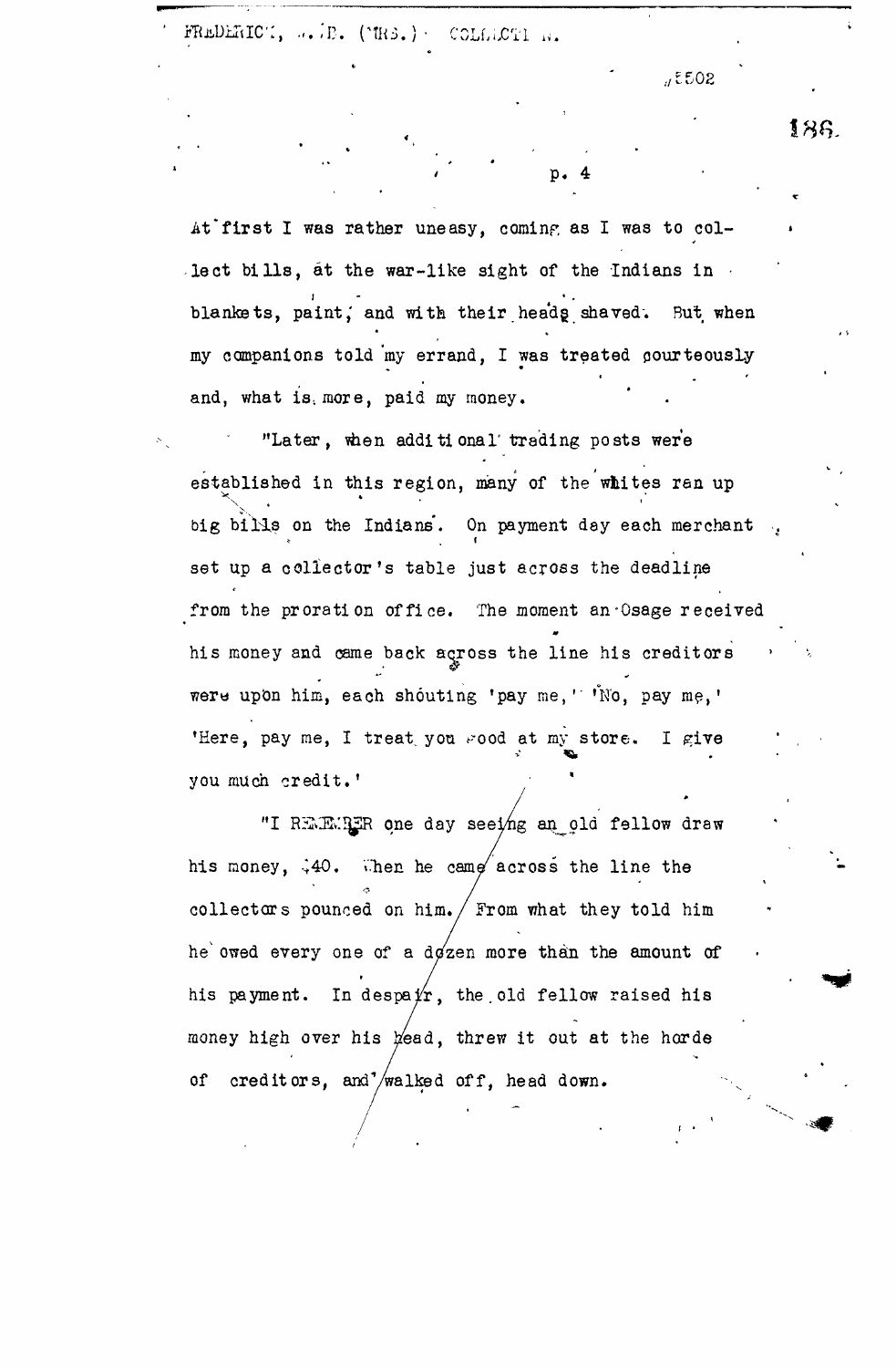At first I was rather uneasy, coming as I was to collect bills, at the war-like sight of the Indians in blankets, paint, and with their heads shaved. But when my companions told my errand, I was treated courteously and, what is more, paid my money.

"Later, when additional trading posts were established in this region, many of the whites ran up big bills on the Indians. On payment day each merchant set up a collector's table just across the deadline from the proration office. The moment an Osage received his money and came back across the line his creditors were upon him, each shouting 'pay me,' 'No, pay me,' 'Here, pay me, I treat you good at my store. I give you much credit.'

"I REMEMBER one day seeing an old fellow draw his money, $40. When he came across the line the collectors pounced on him. From what they told him he owed every one of a dozen more than the amount of his payment. In despair, the old fellow raised his money high over his head, threw it out at the horde of creditors, and walked off, head down.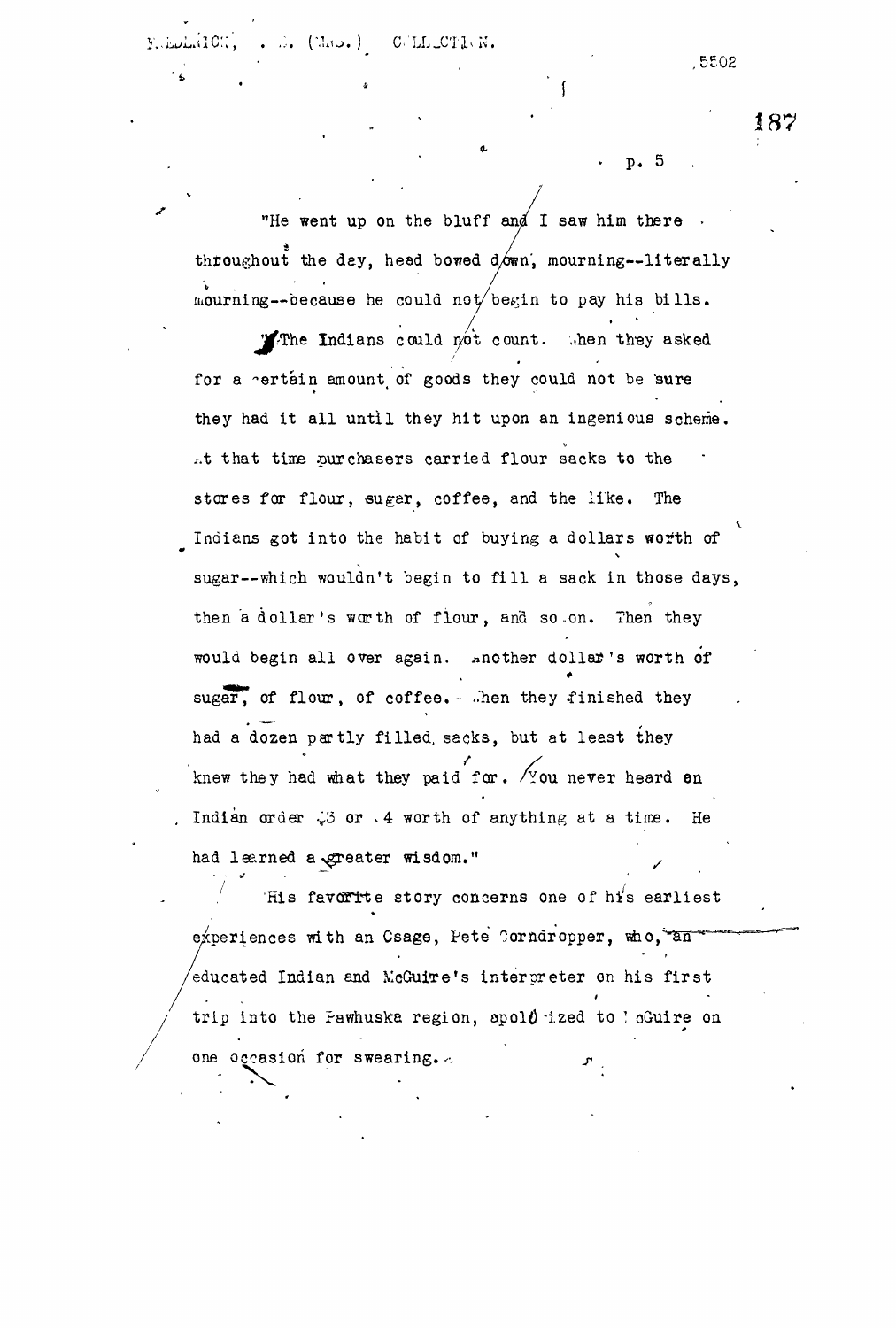"He went up on the bluff and I saw him there throughout the day, head bowed down, mourning--literally mourning--because he could not begin to pay his bills.

"The Indians could not count. When they asked for a certain amount of goods they could not be sure they had it all until they hit upon an ingenious scheme. At that time purchasers carried flour sacks to the stores for flour, suger, coffee, and the like. The Indians got into the habit of buying a dollars worth of sugar--which wouldn't begin to fill a sack in those days, then a dollar's worth of flour, and so on. Then they would begin all over again. Another dollar's worth of sugar, of flour, of coffee. When they finished they had a dozen partly filled sacks, but at least they knew they had what they paid for. You never heard an Indian order $3 or $4 worth of anything at a time. He had learned a greater wisdom."

His favorite story concerns one of his earliest experiences with an Osage, Pete Corndropper, who, an educated Indian and McGuire's interpreter on his first trip into the Pawhuska region, apologized to McGuire on one occasion for swearing.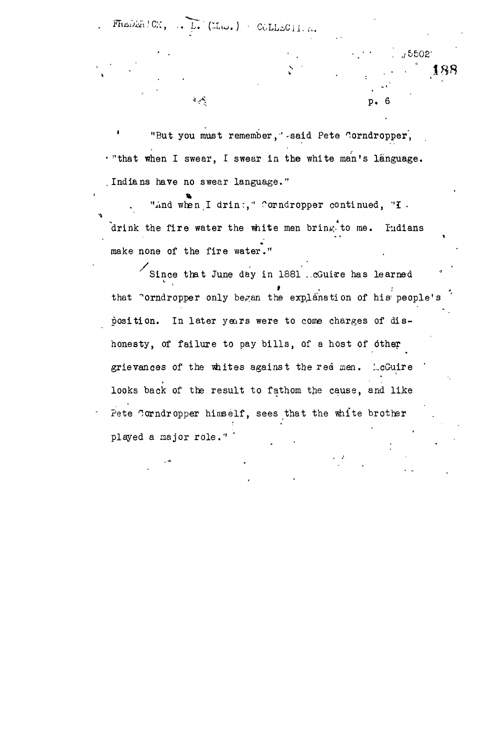"But you must remember," said Pete Corndropper, "that when I swear, I swear in the white man's language. Indians have no swear language."

"And when I drink," Corndropper continued, "I drink the fire water the white men bring to me. Indians make none of the fire water."

Since that June day in 1881 McGuire has learned that Corndropper only began the explanation of his people's position. In later years were to come charges of dishonesty, of failure to pay bills, of a host of other grievances of the whites against the red men. McGuire looks back of the result to fathom the cause, and like Pete Corndropper himself, sees that the white brother played a major role."